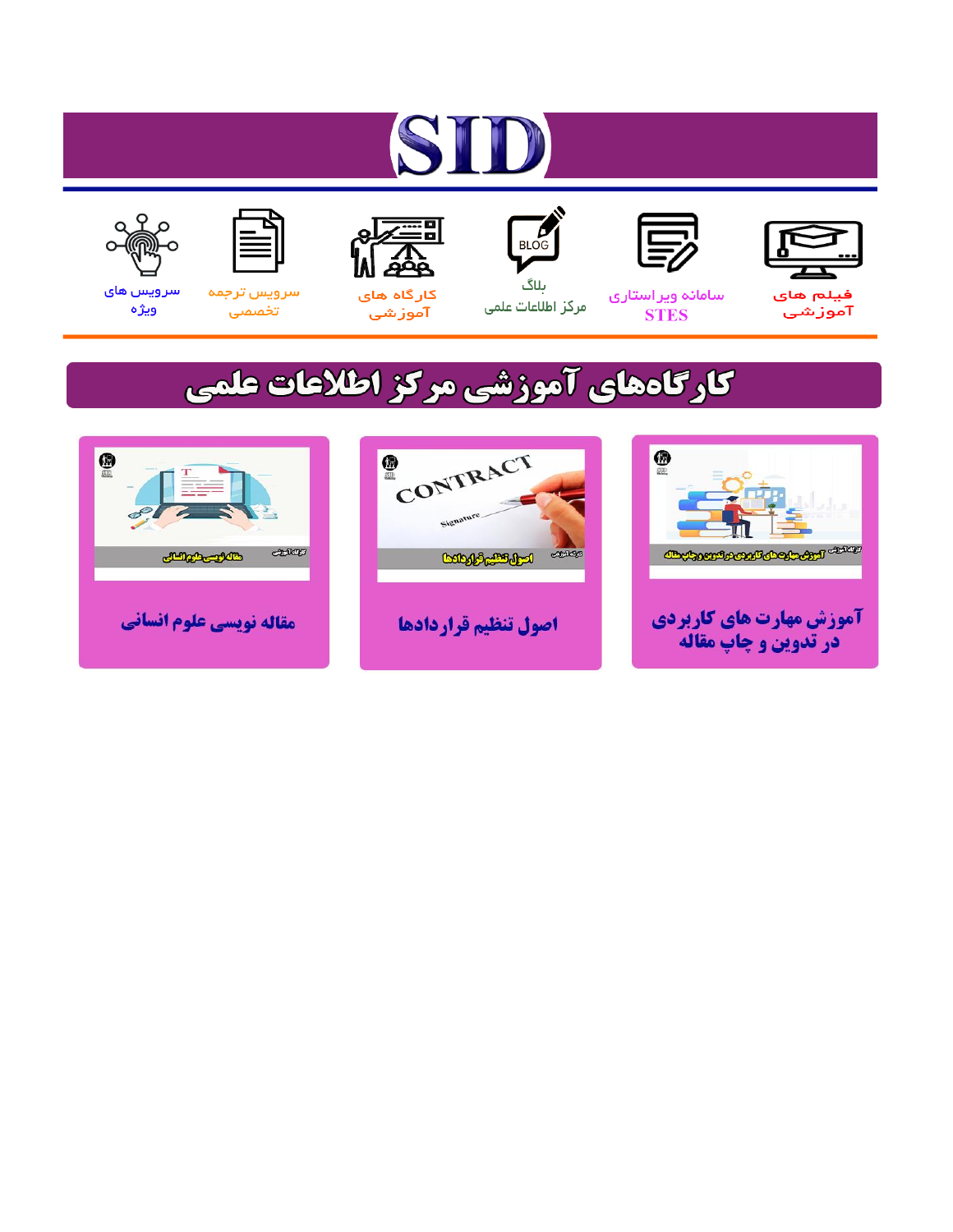# SID

فیلم های آموزشی

سامانه ویراستاری STES

بلاگ مرکز اطلاعات علمی

کارگاه های آموزشی

سرویس ترجمه تخصصی

سرویس های ویژه

## کارگاه‌های آموزشی مرکز اطلاعات علمی

آموزش مهارت های کاربردی در تدوین و چاپ مقاله

اصول تنظیم قراردادها

مقاله نویسی علوم انسانی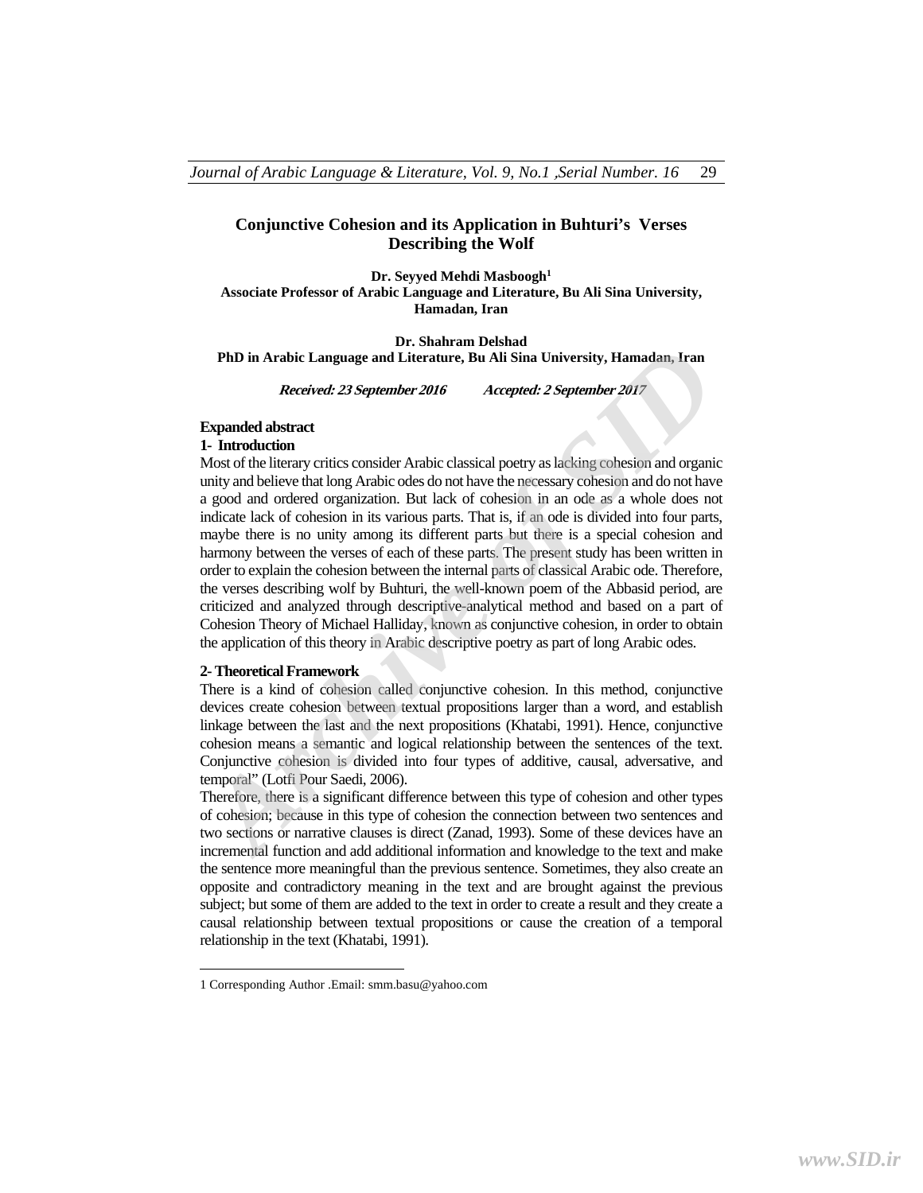# Conjunctive Cohesion and its Application in Buhturi's Verses Describing the Wolf

**Dr. Seyyed Mehdi Masboogh[1]**
**Associate Professor of Arabic Language and Literature, Bu Ali Sina University, Hamadan, Iran**

**Dr. Shahram Delshad**
**PhD in Arabic Language and Literature, Bu Ali Sina University, Hamadan, Iran**

***Received: 23 September 2016 Accepted: 2 September 2017***

**Expanded abstract**

**1- Introduction**

Most of the literary critics consider Arabic classical poetry as lacking cohesion and organic unity and believe that long Arabic odes do not have the necessary cohesion and do not have a good and ordered organization. But lack of cohesion in an ode as a whole does not indicate lack of cohesion in its various parts. That is, if an ode is divided into four parts, maybe there is no unity among its different parts but there is a special cohesion and harmony between the verses of each of these parts. The present study has been written in order to explain the cohesion between the internal parts of classical Arabic ode. Therefore, the verses describing wolf by Buhturi, the well-known poem of the Abbasid period, are criticized and analyzed through descriptive-analytical method and based on a part of Cohesion Theory of Michael Halliday, known as conjunctive cohesion, in order to obtain the application of this theory in Arabic descriptive poetry as part of long Arabic odes.

**2- Theoretical Framework**

There is a kind of cohesion called conjunctive cohesion. In this method, conjunctive devices create cohesion between textual propositions larger than a word, and establish linkage between the last and the next propositions (Khatabi, 1991). Hence, conjunctive cohesion means a semantic and logical relationship between the sentences of the text. Conjunctive cohesion is divided into four types of additive, causal, adversative, and temporal" (Lotfi Pour Saedi, 2006).

Therefore, there is a significant difference between this type of cohesion and other types of cohesion; because in this type of cohesion the connection between two sentences and two sections or narrative clauses is direct (Zanad, 1993). Some of these devices have an incremental function and add additional information and knowledge to the text and make the sentence more meaningful than the previous sentence. Sometimes, they also create an opposite and contradictory meaning in the text and are brought against the previous subject; but some of them are added to the text in order to create a result and they create a causal relationship between textual propositions or cause the creation of a temporal relationship in the text (Khatabi, 1991).

---

1 Corresponding Author .Email: smm.basu@yahoo.com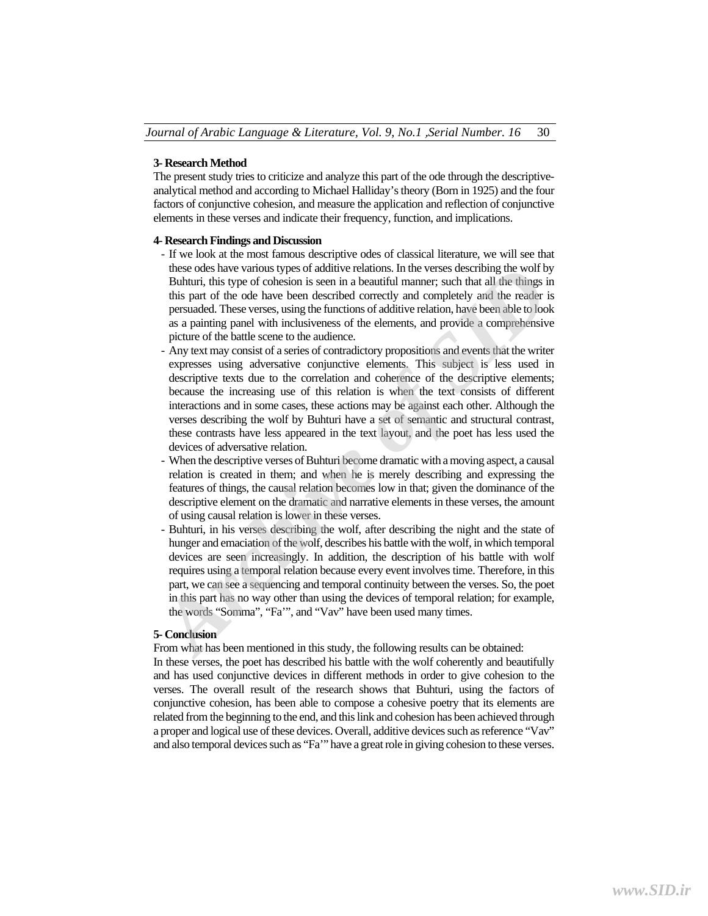**3- Research Method**

The present study tries to criticize and analyze this part of the ode through the descriptive-analytical method and according to Michael Halliday's theory (Born in 1925) and the four factors of conjunctive cohesion, and measure the application and reflection of conjunctive elements in these verses and indicate their frequency, function, and implications.

**4- Research Findings and Discussion**

- If we look at the most famous descriptive odes of classical literature, we will see that these odes have various types of additive relations. In the verses describing the wolf by Buhturi, this type of cohesion is seen in a beautiful manner; such that all the things in this part of the ode have been described correctly and completely and the reader is persuaded. These verses, using the functions of additive relation, have been able to look as a painting panel with inclusiveness of the elements, and provide a comprehensive picture of the battle scene to the audience.
- Any text may consist of a series of contradictory propositions and events that the writer expresses using adversative conjunctive elements. This subject is less used in descriptive texts due to the correlation and coherence of the descriptive elements; because the increasing use of this relation is when the text consists of different interactions and in some cases, these actions may be against each other. Although the verses describing the wolf by Buhturi have a set of semantic and structural contrast, these contrasts have less appeared in the text layout, and the poet has less used the devices of adversative relation.
- When the descriptive verses of Buhturi become dramatic with a moving aspect, a causal relation is created in them; and when he is merely describing and expressing the features of things, the causal relation becomes low in that; given the dominance of the descriptive element on the dramatic and narrative elements in these verses, the amount of using causal relation is lower in these verses.
- Buhturi, in his verses describing the wolf, after describing the night and the state of hunger and emaciation of the wolf, describes his battle with the wolf, in which temporal devices are seen increasingly. In addition, the description of his battle with wolf requires using a temporal relation because every event involves time. Therefore, in this part, we can see a sequencing and temporal continuity between the verses. So, the poet in this part has no way other than using the devices of temporal relation; for example, the words "Somma", "Fa'", and "Vav" have been used many times.

**5- Conclusion**

From what has been mentioned in this study, the following results can be obtained:

In these verses, the poet has described his battle with the wolf coherently and beautifully and has used conjunctive devices in different methods in order to give cohesion to the verses. The overall result of the research shows that Buhturi, using the factors of conjunctive cohesion, has been able to compose a cohesive poetry that its elements are related from the beginning to the end, and this link and cohesion has been achieved through a proper and logical use of these devices. Overall, additive devices such as reference "Vav" and also temporal devices such as "Fa'" have a great role in giving cohesion to these verses.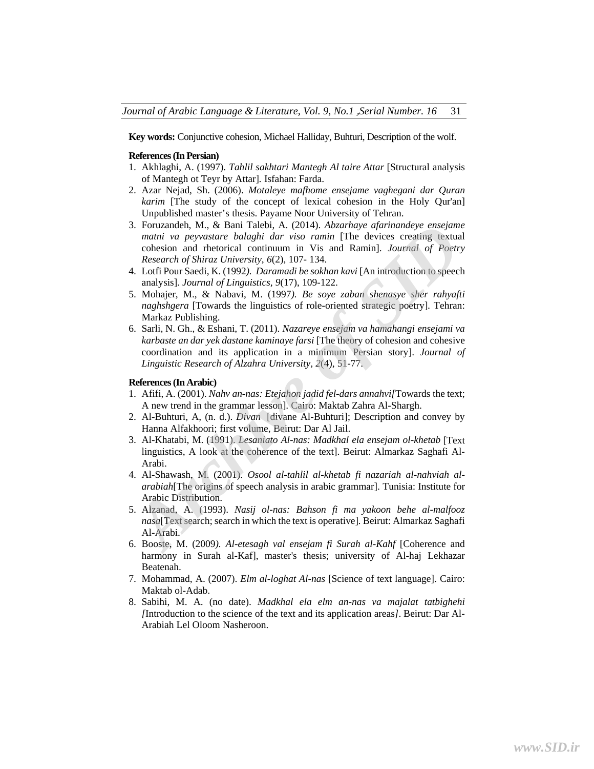**Key words:** Conjunctive cohesion, Michael Halliday, Buhturi, Description of the wolf.

**References (In Persian)**

1. Akhlaghi, A. (1997). *Tahlil sakhtari Mantegh Al taire Attar* [Structural analysis of Mantegh ot Teyr by Attar]. Isfahan: Farda.
2. Azar Nejad, Sh. (2006). *Motaleye mafhome ensejame vaghegani dar Quran karim* [The study of the concept of lexical cohesion in the Holy Qur'an] Unpublished master's thesis. Payame Noor University of Tehran.
3. Foruzandeh, M., & Bani Talebi, A. (2014). *Abzarhaye afarinandeye ensejame matni va peyvastare balaghi dar viso ramin* [The devices creating textual cohesion and rhetorical continuum in Vis and Ramin]. *Journal of Poetry Research of Shiraz University*, *6*(2), 107- 134.
4. Lotfi Pour Saedi, K. (1992*). Daramadi be sokhan kavi* [An introduction to speech analysis]. *Journal of Linguistics*, *9*(17), 109-122.
5. Mohajer, M., & Nabavi, M. (1997*). Be soye zaban shenasye sher rahyafti naghshgera* [Towards the linguistics of role-oriented strategic poetry]. Tehran: Markaz Publishing.
6. Sarli, N. Gh., & Eshani, T. (2011). *Nazareye ensejam va hamahangi ensejami va karbaste an dar yek dastane kaminaye farsi* [The theory of cohesion and cohesive coordination and its application in a minimum Persian story]. *Journal of Linguistic Research of Alzahra University*, *2*(4), 51-77.

**References (In Arabic)**

1. Afifi, A. (2001). *Nahv an-nas: Etejahon jadid fel-dars annahvi[*Towards the text; A new trend in the grammar lesson]. Cairo: Maktab Zahra Al-Shargh.
2. Al-Buhturi, A, (n. d.). *Divan* [divane Al-Buhturi]; Description and convey by Hanna Alfakhoori; first volume, Beirut: Dar Al Jail.
3. Al-Khatabi, M. (1991). *Lesaniato Al-nas: Madkhal ela ensejam ol-khetab* [Text linguistics, A look at the coherence of the text]. Beirut: Almarkaz Saghafi Al-Arabi.
4. Al-Shawash, M. (2001). *Osool al-tahlil al-khetab fi nazariah al-nahviah al-arabiah*[The origins of speech analysis in arabic grammar]. Tunisia: Institute for Arabic Distribution.
5. Alzanad, A. (1993). *Nasij ol-nas: Bahson fi ma yakoon behe al-malfooz nasa*[Text search; search in which the text is operative]. Beirut: Almarkaz Saghafi Al-Arabi.
6. Booste, M. (2009*). Al-etesagh val ensejam fi Surah al-Kahf* [Coherence and harmony in Surah al-Kaf], master's thesis; university of Al-haj Lekhazar Beatenah.
7. Mohammad, A. (2007). *Elm al-loghat Al-nas* [Science of text language]. Cairo: Maktab ol-Adab.
8. Sabihi, M. A. (no date). *Madkhal ela elm an-nas va majalat tatbighehi [*Introduction to the science of the text and its application areas*]*. Beirut: Dar Al-Arabiah Lel Oloom Nasheroon.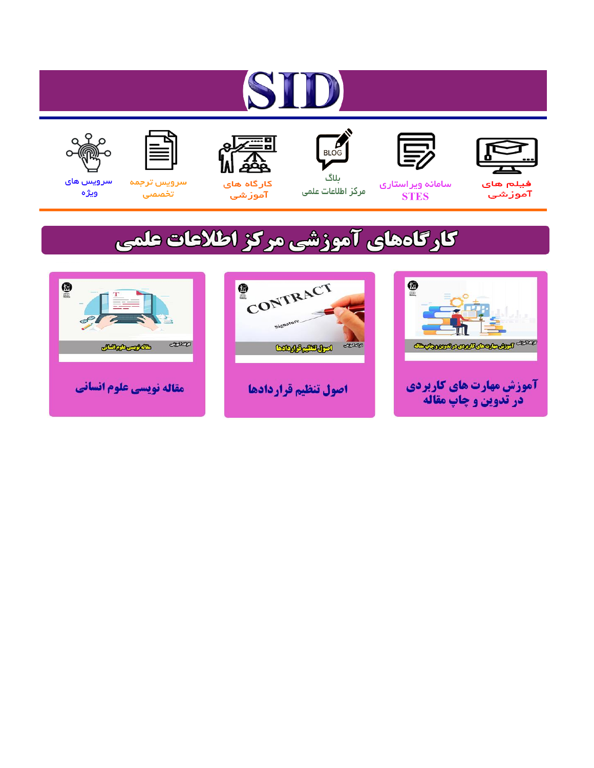# SID

فیلم های آموزشی

سامانه ویراستاری STES

بلاگ مرکز اطلاعات علمی

کارگاه های آموزشی

سرویس ترجمه تخصصی

سرویس های ویژه

## کارگاه‌های آموزشی مرکز اطلاعات علمی

آموزش مهارت های کاربردی در تدوین و چاپ مقاله

اصول تنظیم قراردادها

مقاله نویسی علوم انسانی